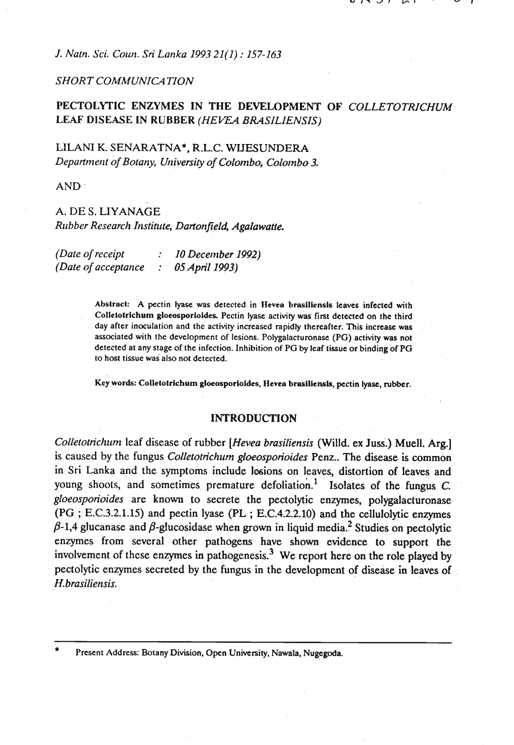*J. Natn. Sci. Coun. Sri Lanka 1993 21(1) : 157-163*

*SHORT COMMUNICATION*

# PECTOLYTIC ENZYMES IN THE DEVELOPMENT OF *COLLETOTRICHUM* LEAF DISEASE IN RUBBER *(HEVEA BRASILIENSIS)*

LILANI K. SENARATNA*, R.L.C. WIJESUNDERA
*Department of Botany, University of Colombo, Colombo 3.*

AND

A. DE S. LIYANAGE
*Rubber Research Institute, Dartonfield, Agalawatte.*

*(Date of receipt : 10 December 1992)*
*(Date of acceptance : 05 April 1993)*

**Abstract:** A pectin lyase was detected in Hevea brasiliensis leaves infected with Colletotrichum gloeosporioides. Pectin lyase activity was first detected on the third day after inoculation and the activity increased rapidly thereafter. This increase was associated with the development of lesions. Polygalacturonase (PG) activity was not detected at any stage of the infection. Inhibition of PG by leaf tissue or binding of PG to host tissue was also not detected.

**Key words:** Colletotrichum gloeosporioides, Hevea brasiliensis, pectin lyase, rubber.

## INTRODUCTION

*Colletotrichum* leaf disease of rubber [*Hevea brasiliensis* (Willd. ex Juss.) Muell. Arg.] is caused by the fungus *Colletotrichum gloeosporioides* Penz.. The disease is common in Sri Lanka and the symptoms include lesions on leaves, distortion of leaves and young shoots, and sometimes premature defoliation.[1] Isolates of the fungus *C. gloeosporioides* are known to secrete the pectolytic enzymes, polygalacturonase (PG ; E.C.3.2.1.15) and pectin lyase (PL ; E.C.4.2.2.10) and the cellulolytic enzymes $\beta$-1,4 glucanase and $\beta$-glucosidase when grown in liquid media.[2] Studies on pectolytic enzymes from several other pathogens have shown evidence to support the involvement of these enzymes in pathogenesis.[3] We report here on the role played by pectolytic enzymes secreted by the fungus in the development of disease in leaves of *H.brasiliensis*.

---

\* Present Address: Botany Division, Open University, Nawala, Nugegoda.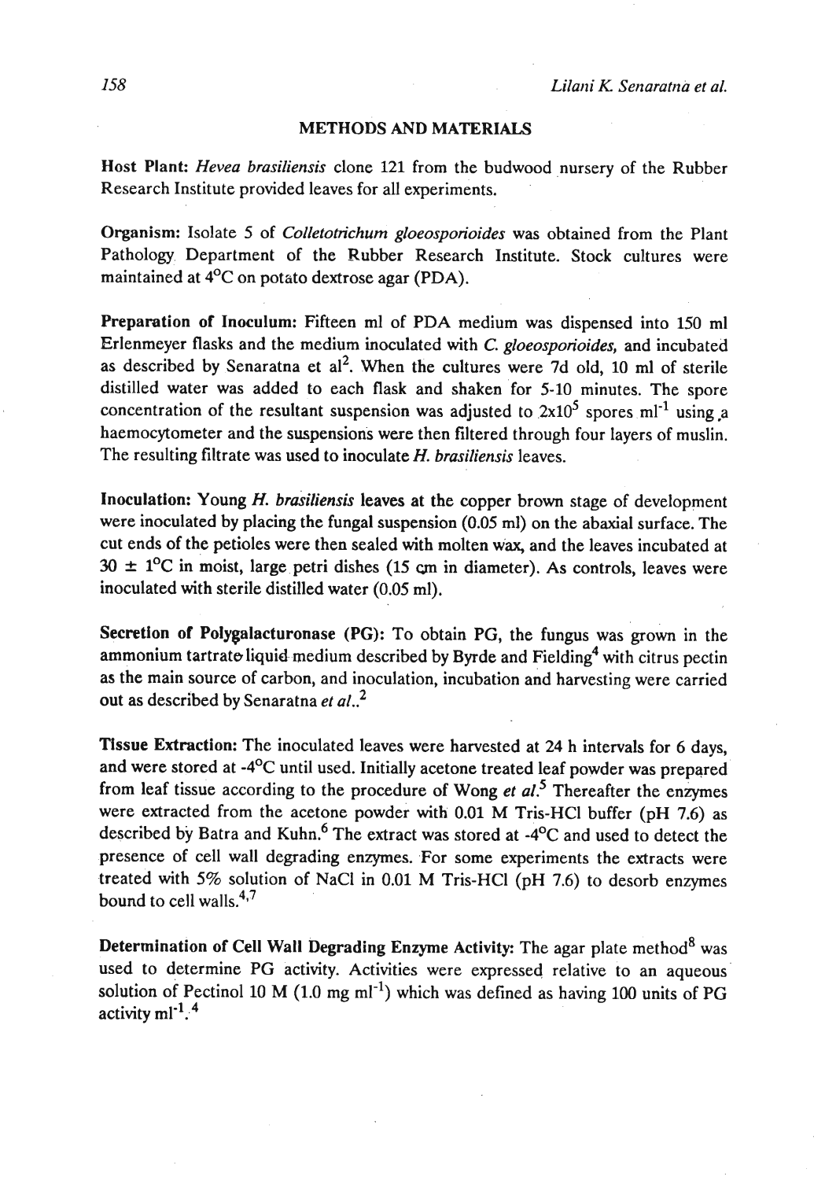## METHODS AND MATERIALS

**Host Plant:** *Hevea brasiliensis* clone 121 from the budwood nursery of the Rubber Research Institute provided leaves for all experiments.

**Organism:** Isolate 5 of *Colletotrichum gloeosporioides* was obtained from the Plant Pathology Department of the Rubber Research Institute. Stock cultures were maintained at 4°C on potato dextrose agar (PDA).

**Preparation of Inoculum:** Fifteen ml of PDA medium was dispensed into 150 ml Erlenmeyer flasks and the medium inoculated with *C. gloeosporioides,* and incubated as described by Senaratna et al[2]. When the cultures were 7d old, 10 ml of sterile distilled water was added to each flask and shaken for 5-10 minutes. The spore concentration of the resultant suspension was adjusted to $2x10^5$ spores $ml^{-1}$ using a haemocytometer and the suspensions were then filtered through four layers of muslin. The resulting filtrate was used to inoculate *H. brasiliensis* leaves.

**Inoculation:** Young *H. brasiliensis* leaves at the copper brown stage of development were inoculated by placing the fungal suspension (0.05 ml) on the abaxial surface. The cut ends of the petioles were then sealed with molten wax, and the leaves incubated at 30 ± 1°C in moist, large petri dishes (15 cm in diameter). As controls, leaves were inoculated with sterile distilled water (0.05 ml).

**Secretion of Polygalacturonase (PG):** To obtain PG, the fungus was grown in the ammonium tartrate liquid medium described by Byrde and Fielding[4] with citrus pectin as the main source of carbon, and inoculation, incubation and harvesting were carried out as described by Senaratna *et al.*.[2]

**Tissue Extraction:** The inoculated leaves were harvested at 24 h intervals for 6 days, and were stored at -4°C until used. Initially acetone treated leaf powder was prepared from leaf tissue according to the procedure of Wong *et al.*[5] Thereafter the enzymes were extracted from the acetone powder with 0.01 M Tris-HCl buffer (pH 7.6) as described by Batra and Kuhn.[6] The extract was stored at -4°C and used to detect the presence of cell wall degrading enzymes. For some experiments the extracts were treated with 5% solution of NaCl in 0.01 M Tris-HCl (pH 7.6) to desorb enzymes bound to cell walls.[4,7]

**Determination of Cell Wall Degrading Enzyme Activity:** The agar plate method[8] was used to determine PG activity. Activities were expressed relative to an aqueous solution of Pectinol 10 M (1.0 mg $ml^{-1}$) which was defined as having 100 units of PG activity $ml^{-1}$.[4]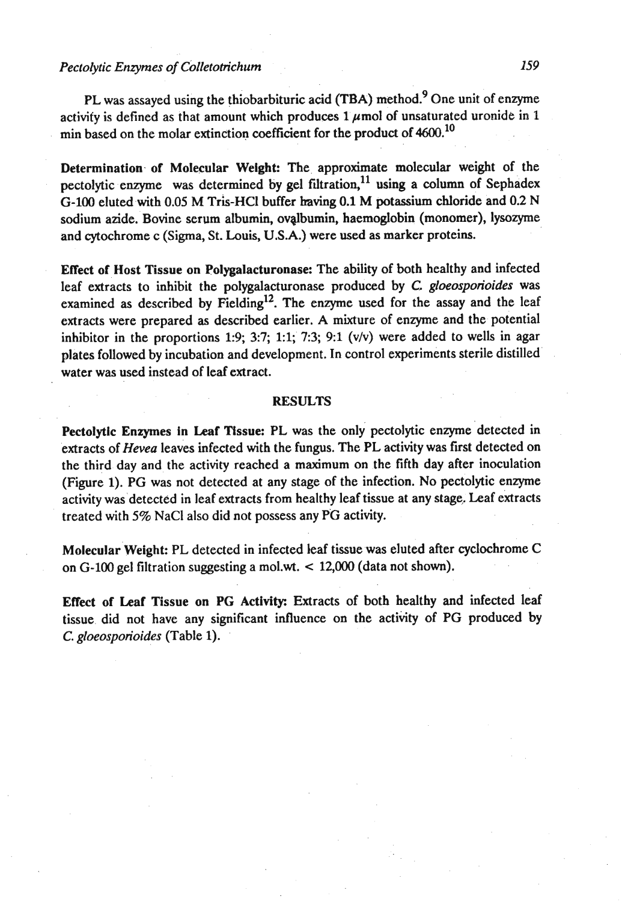PL was assayed using the thiobarbituric acid (TBA) method.[9] One unit of enzyme activity is defined as that amount which produces 1 $\mu$mol of unsaturated uronide in 1 min based on the molar extinction coefficient for the product of 4600.[10]

**Determination of Molecular Weight:** The approximate molecular weight of the pectolytic enzyme was determined by gel filtration,[11] using a column of Sephadex G-100 eluted with 0.05 M Tris-HCl buffer having 0.1 M potassium chloride and 0.2 N sodium azide. Bovine serum albumin, ovalbumin, haemoglobin (monomer), lysozyme and cytochrome c (Sigma, St. Louis, U.S.A.) were used as marker proteins.

**Effect of Host Tissue on Polygalacturonase:** The ability of both healthy and infected leaf extracts to inhibit the polygalacturonase produced by *C. gloeosporioides* was examined as described by Fielding[12]. The enzyme used for the assay and the leaf extracts were prepared as described earlier. A mixture of enzyme and the potential inhibitor in the proportions 1:9; 3:7; 1:1; 7:3; 9:1 (v/v) were added to wells in agar plates followed by incubation and development. In control experiments sterile distilled water was used instead of leaf extract.

## RESULTS

**Pectolytic Enzymes in Leaf Tissue:** PL was the only pectolytic enzyme detected in extracts of *Hevea* leaves infected with the fungus. The PL activity was first detected on the third day and the activity reached a maximum on the fifth day after inoculation (Figure 1). PG was not detected at any stage of the infection. No pectolytic enzyme activity was detected in leaf extracts from healthy leaf tissue at any stage. Leaf extracts treated with 5% NaCl also did not possess any PG activity.

**Molecular Weight:** PL detected in infected leaf tissue was eluted after cyclochrome C on G-100 gel filtration suggesting a mol.wt. < 12,000 (data not shown).

**Effect of Leaf Tissue on PG Activity:** Extracts of both healthy and infected leaf tissue did not have any significant influence on the activity of PG produced by *C. gloeosporioides* (Table 1).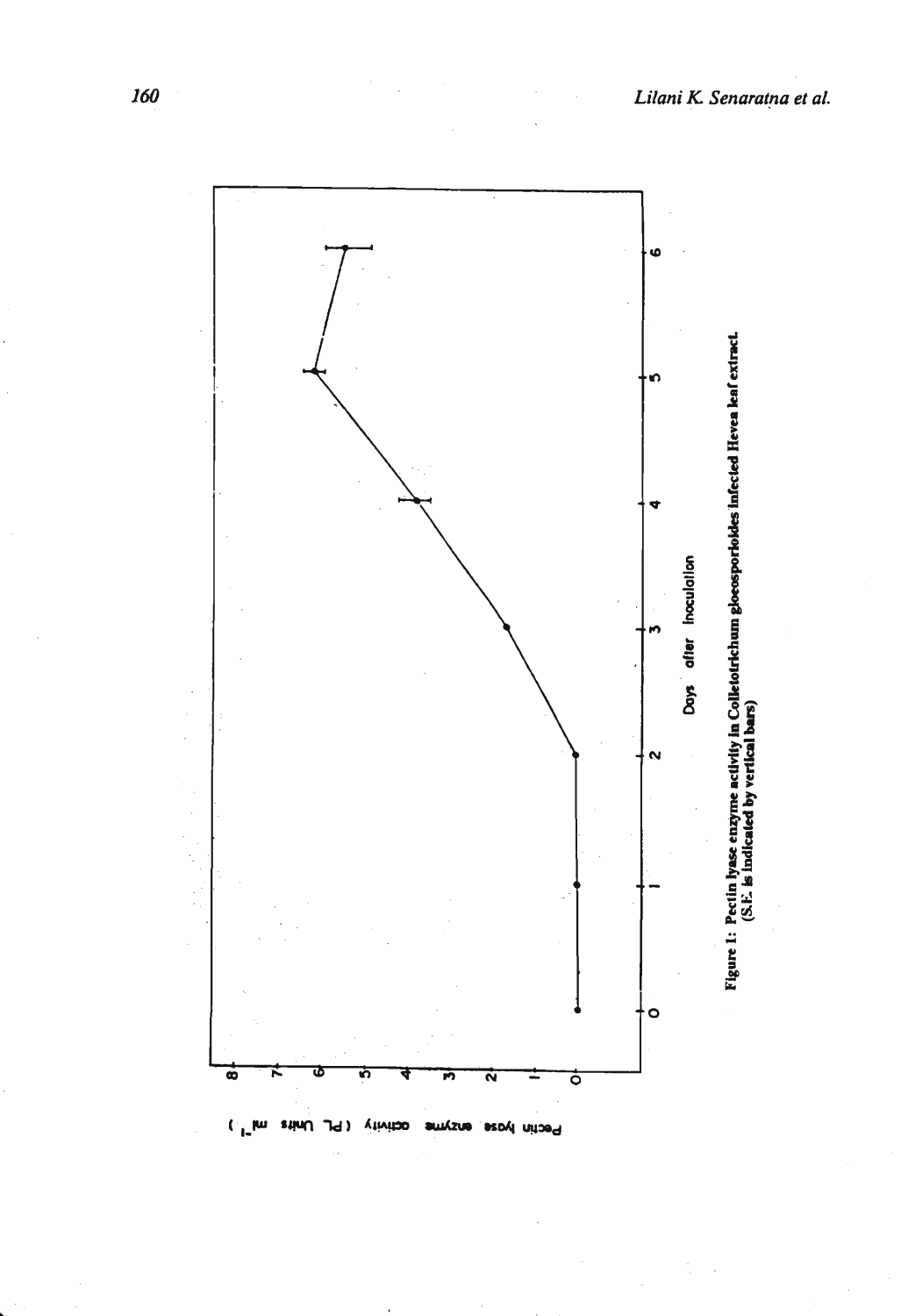Figure 1: Pectin lyase enzyme activity in Colletotrichum gloeosporioides infected Hevea leaf extract. (S.E. is indicated by vertical bars)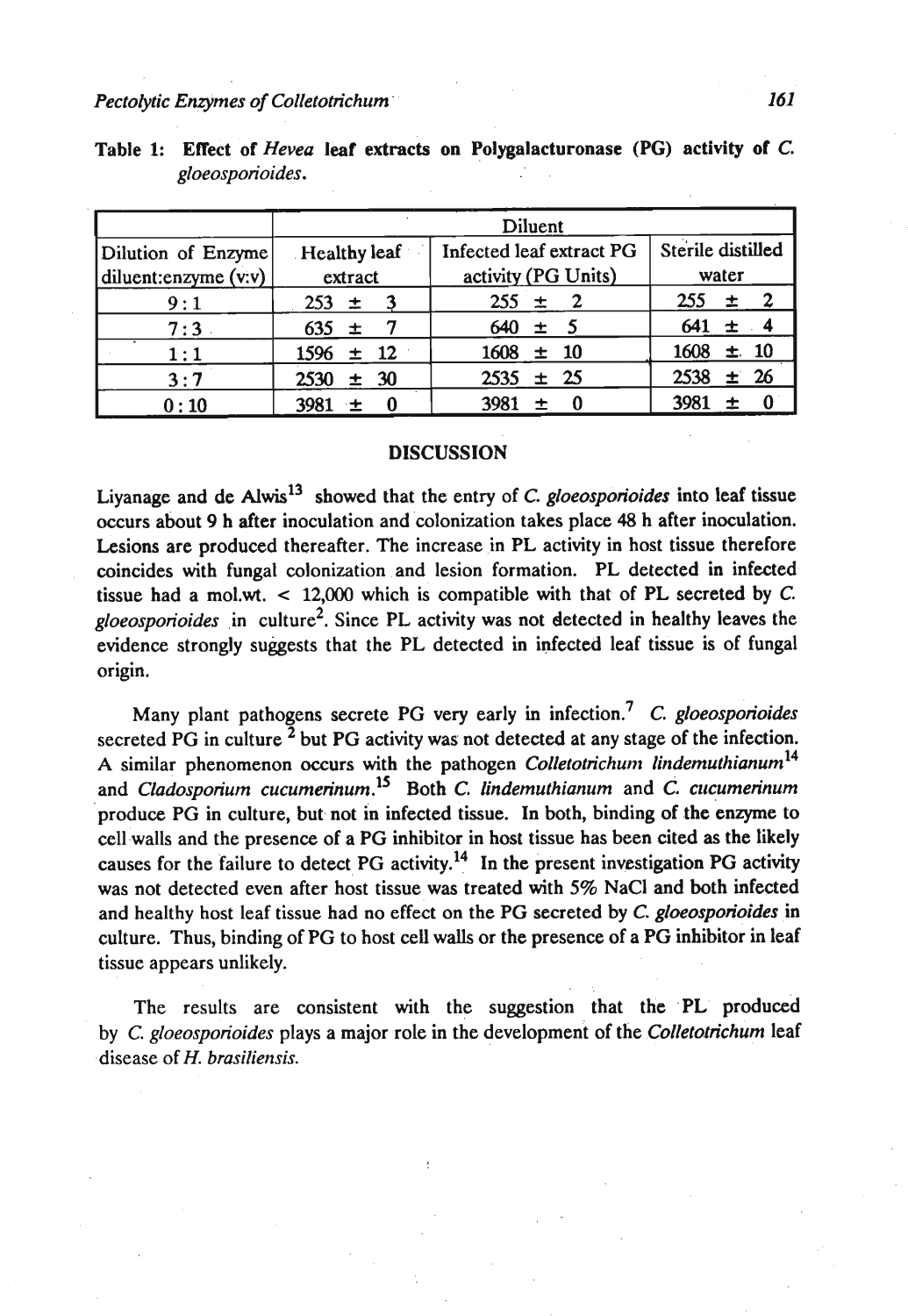**Table 1: Effect of *Hevea* leaf extracts on Polygalacturonase (PG) activity of *C. gloeosporioides*.**

| Dilution of Enzyme diluent:enzyme (v:v) | Diluent | | |
|---|---|---|---|
| | Healthy leaf extract | Infected leaf extract PG activity (PG Units) | Sterile distilled water |
| 9 : 1 | 253 ± 3 | 255 ± 2 | 255 ± 2 |
| 7 : 3 | 635 ± 7 | 640 ± 5 | 641 ± 4 |
| 1 : 1 | 1596 ± 12 | 1608 ± 10 | 1608 ± 10 |
| 3 : 7 | 2530 ± 30 | 2535 ± 25 | 2538 ± 26 |
| 0 : 10 | 3981 ± 0 | 3981 ± 0 | 3981 ± 0 |

## DISCUSSION

Liyanage and de Alwis[13] showed that the entry of *C. gloeosporioides* into leaf tissue occurs about 9 h after inoculation and colonization takes place 48 h after inoculation. Lesions are produced thereafter. The increase in PL activity in host tissue therefore coincides with fungal colonization and lesion formation. PL detected in infected tissue had a mol.wt. < 12,000 which is compatible with that of PL secreted by *C. gloeosporioides* in culture[2]. Since PL activity was not detected in healthy leaves the evidence strongly suggests that the PL detected in infected leaf tissue is of fungal origin.

Many plant pathogens secrete PG very early in infection.[7] *C. gloeosporioides* secreted PG in culture [2] but PG activity was not detected at any stage of the infection. A similar phenomenon occurs with the pathogen *Colletotrichum lindemuthianum*[14] and *Cladosporium cucumerinum*.[15] Both *C. lindemuthianum* and *C. cucumerinum* produce PG in culture, but not in infected tissue. In both, binding of the enzyme to cell walls and the presence of a PG inhibitor in host tissue has been cited as the likely causes for the failure to detect PG activity.[14] In the present investigation PG activity was not detected even after host tissue was treated with 5% NaCl and both infected and healthy host leaf tissue had no effect on the PG secreted by *C. gloeosporioides* in culture. Thus, binding of PG to host cell walls or the presence of a PG inhibitor in leaf tissue appears unlikely.

The results are consistent with the suggestion that the PL produced by *C. gloeosporioides* plays a major role in the development of the *Colletotrichum* leaf disease of *H. brasiliensis*.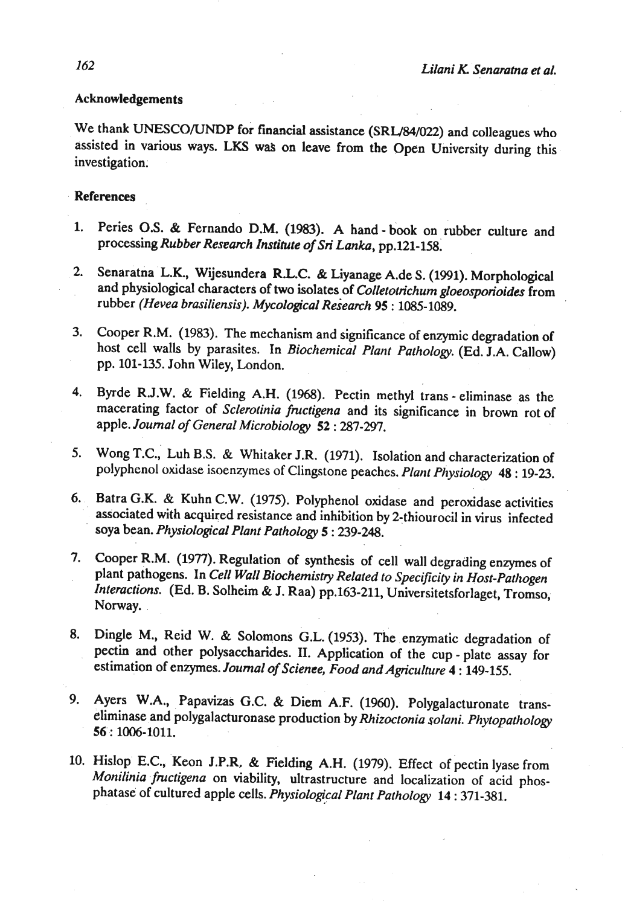## Acknowledgements

We thank UNESCO/UNDP for financial assistance (SRL/84/022) and colleagues who assisted in various ways. LKS was on leave from the Open University during this investigation.

## References

1. Peries O.S. & Fernando D.M. (1983). A hand - book on rubber culture and processing *Rubber Research Institute of Sri Lanka*, pp.121-158.

2. Senaratna L.K., Wijesundera R.L.C. & Liyanage A.de S. (1991). Morphological and physiological characters of two isolates of *Colletotrichum gloeosporioides* from rubber *(Hevea brasiliensis)*. *Mycological Research* **95** : 1085-1089.

3. Cooper R.M. (1983). The mechanism and significance of enzymic degradation of host cell walls by parasites. In *Biochemical Plant Pathology*. (Ed. J.A. Callow) pp. 101-135. John Wiley, London.

4. Byrde R.J.W. & Fielding A.H. (1968). Pectin methyl trans - eliminase as the macerating factor of *Sclerotinia fructigena* and its significance in brown rot of apple. *Journal of General Microbiology* **52** : 287-297.

5. Wong T.C., Luh B.S. & Whitaker J.R. (1971). Isolation and characterization of polyphenol oxidase isoenzymes of Clingstone peaches. *Plant Physiology* **48** : 19-23.

6. Batra G.K. & Kuhn C.W. (1975). Polyphenol oxidase and peroxidase activities associated with acquired resistance and inhibition by 2-thiourocil in virus infected soya bean. *Physiological Plant Pathology* **5** : 239-248.

7. Cooper R.M. (1977). Regulation of synthesis of cell wall degrading enzymes of plant pathogens. In *Cell Wall Biochemistry Related to Specificity in Host-Pathogen Interactions*. (Ed. B. Solheim & J. Raa) pp.163-211, Universitetsforlaget, Tromso, Norway.

8. Dingle M., Reid W. & Solomons G.L. (1953). The enzymatic degradation of pectin and other polysaccharides. II. Application of the cup - plate assay for estimation of enzymes. *Journal of Scienee, Food and Agriculture* **4** : 149-155.

9. Ayers W.A., Papavizas G.C. & Diem A.F. (1960). Polygalacturonate trans-eliminase and polygalacturonase production by *Rhizoctonia solani*. *Phytopathology* **56** : 1006-1011.

10. Hislop E.C., Keon J.P.R. & Fielding A.H. (1979). Effect of pectin lyase from *Monilinia fructigena* on viability, ultrastructure and localization of acid phosphatase of cultured apple cells. *Physiological Plant Pathology* **14** : 371-381.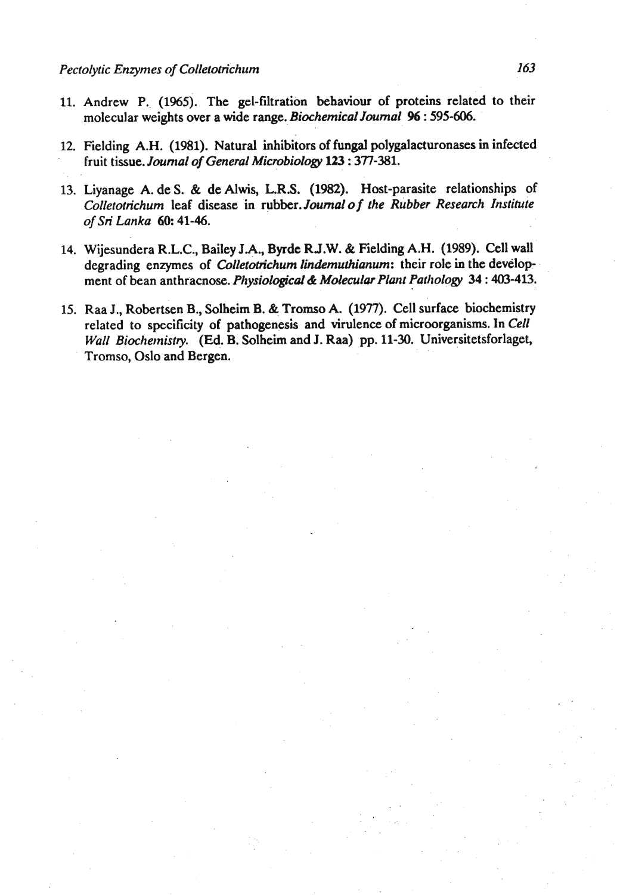11. Andrew P. (1965). The gel-filtration behaviour of proteins related to their molecular weights over a wide range. *Biochemical Journal* **96** : 595-606.

12. Fielding A.H. (1981). Natural inhibitors of fungal polygalacturonases in infected fruit tissue. *Journal of General Microbiology* **123** : 377-381.

13. Liyanage A. de S. & de Alwis, L.R.S. (1982). Host-parasite relationships of *Colletotrichum* leaf disease in rubber. *Journal of the Rubber Research Institute of Sri Lanka* **60**: 41-46.

14. Wijesundera R.L.C., Bailey J.A., Byrde R.J.W. & Fielding A.H. (1989). Cell wall degrading enzymes of *Colletotrichum lindemuthianum*: their role in the development of bean anthracnose. *Physiological & Molecular Plant Pathology* **34** : 403-413.

15. Raa J., Robertsen B., Solheim B. & Tromso A. (1977). Cell surface biochemistry related to specificity of pathogenesis and virulence of microorganisms. In *Cell Wall Biochemistry*. (Ed. B. Solheim and J. Raa) pp. 11-30. Universitetsforlaget, Tromso, Oslo and Bergen.